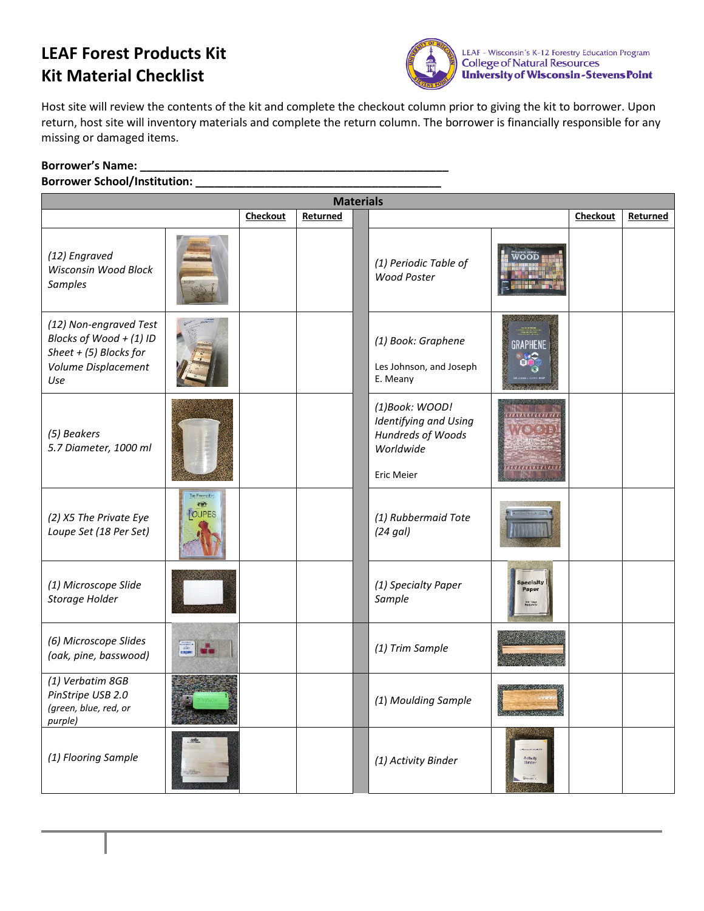# LEAF Forest Products Kit
# Kit Material Checklist

LEAF - Wisconsin's K-12 Forestry Education Program
College of Natural Resources
University of Wisconsin-Stevens Point

Host site will review the contents of the kit and complete the checkout column prior to giving the kit to borrower. Upon return, host site will inventory materials and complete the return column. The borrower is financially responsible for any missing or damaged items.

**Borrower's Name:** ___________________________________________________

**Borrower School/Institution:** ________________________________________

| Materials | | | | | | |
|---|---|---|---|---|---|---|
| **Item** | **Checkout** | **Returned** | | **Item** | **Checkout** | **Returned** |
| *(12) Engraved Wisconsin Wood Block Samples* | | | | *(1) Periodic Table of Wood Poster* | | |
| *(12) Non-engraved Test Blocks of Wood + (1) ID Sheet + (5) Blocks for Volume Displacement Use* | | | | *(1) Book: Graphene* Les Johnson, and Joseph E. Meany | | |
| *(5) Beakers 5.7 Diameter, 1000 ml* | | | | *(1)Book: WOOD! Identifying and Using Hundreds of Woods Worldwide* Eric Meier | | |
| *(2) X5 The Private Eye Loupe Set (18 Per Set)* | | | | *(1) Rubbermaid Tote (24 gal)* | | |
| *(1) Microscope Slide Storage Holder* | | | | *(1) Specialty Paper Sample* | | |
| *(6) Microscope Slides (oak, pine, basswood)* | | | | *(1) Trim Sample* | | |
| *(1) Verbatim 8GB PinStripe USB 2.0 (green, blue, red, or purple)* | | | | *(1) Moulding Sample* | | |
| *(1) Flooring Sample* | | | | *(1) Activity Binder* | | |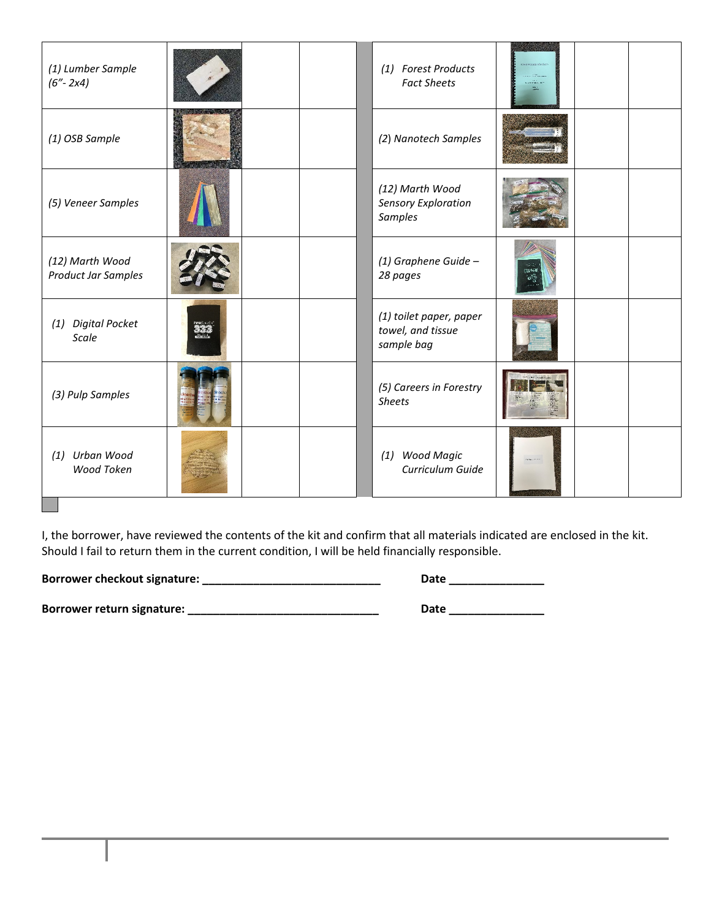| | | | | | | | | |
|---|---|---|---|---|---|---|---|---|
| *(1) Lumber Sample (6"- 2x4)* | | | | | *(1) Forest Products Fact Sheets* | | | |
| *(1) OSB Sample* | | | | | *(2) Nanotech Samples* | | | |
| *(5) Veneer Samples* | | | | | *(12) Marth Wood Sensory Exploration Samples* | | | |
| *(12) Marth Wood Product Jar Samples* | | | | | *(1) Graphene Guide – 28 pages* | | | |
| *(1) Digital Pocket Scale* | | | | | *(1) toilet paper, paper towel, and tissue sample bag* | | | |
| *(3) Pulp Samples* | | | | | *(5) Careers in Forestry Sheets* | | | |
| *(1) Urban Wood Wood Token* | | | | | *(1) Wood Magic Curriculum Guide* | | | |

I, the borrower, have reviewed the contents of the kit and confirm that all materials indicated are enclosed in the kit. Should I fail to return them in the current condition, I will be held financially responsible.

**Borrower checkout signature:** ______________________________ **Date** ________________

**Borrower return signature:** ________________________________ **Date** ________________